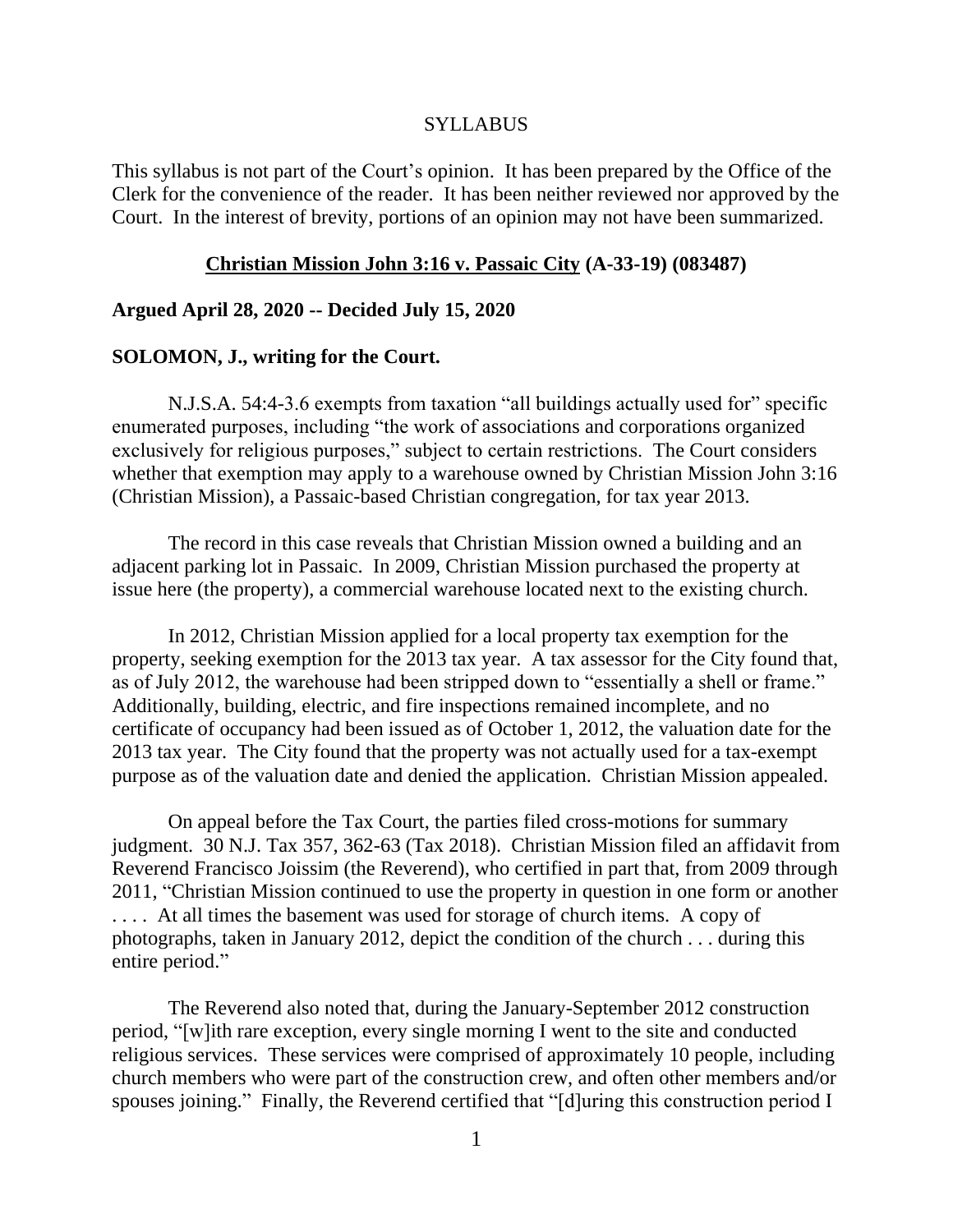SYLLABUS

This syllabus is not part of the Court's opinion. It has been prepared by the Office of the Clerk for the convenience of the reader. It has been neither reviewed nor approved by the Court. In the interest of brevity, portions of an opinion may not have been summarized.

**Christian Mission John 3:16 v. Passaic City (A-33-19) (083487)**

**Argued April 28, 2020 -- Decided July 15, 2020**

**SOLOMON, J., writing for the Court.**

N.J.S.A. 54:4-3.6 exempts from taxation "all buildings actually used for" specific enumerated purposes, including "the work of associations and corporations organized exclusively for religious purposes," subject to certain restrictions. The Court considers whether that exemption may apply to a warehouse owned by Christian Mission John 3:16 (Christian Mission), a Passaic-based Christian congregation, for tax year 2013.

The record in this case reveals that Christian Mission owned a building and an adjacent parking lot in Passaic. In 2009, Christian Mission purchased the property at issue here (the property), a commercial warehouse located next to the existing church.

In 2012, Christian Mission applied for a local property tax exemption for the property, seeking exemption for the 2013 tax year. A tax assessor for the City found that, as of July 2012, the warehouse had been stripped down to "essentially a shell or frame." Additionally, building, electric, and fire inspections remained incomplete, and no certificate of occupancy had been issued as of October 1, 2012, the valuation date for the 2013 tax year. The City found that the property was not actually used for a tax-exempt purpose as of the valuation date and denied the application. Christian Mission appealed.

On appeal before the Tax Court, the parties filed cross-motions for summary judgment. 30 N.J. Tax 357, 362-63 (Tax 2018). Christian Mission filed an affidavit from Reverend Francisco Joissim (the Reverend), who certified in part that, from 2009 through 2011, "Christian Mission continued to use the property in question in one form or another . . . . At all times the basement was used for storage of church items. A copy of photographs, taken in January 2012, depict the condition of the church . . . during this entire period."

The Reverend also noted that, during the January-September 2012 construction period, "[w]ith rare exception, every single morning I went to the site and conducted religious services. These services were comprised of approximately 10 people, including church members who were part of the construction crew, and often other members and/or spouses joining." Finally, the Reverend certified that "[d]uring this construction period I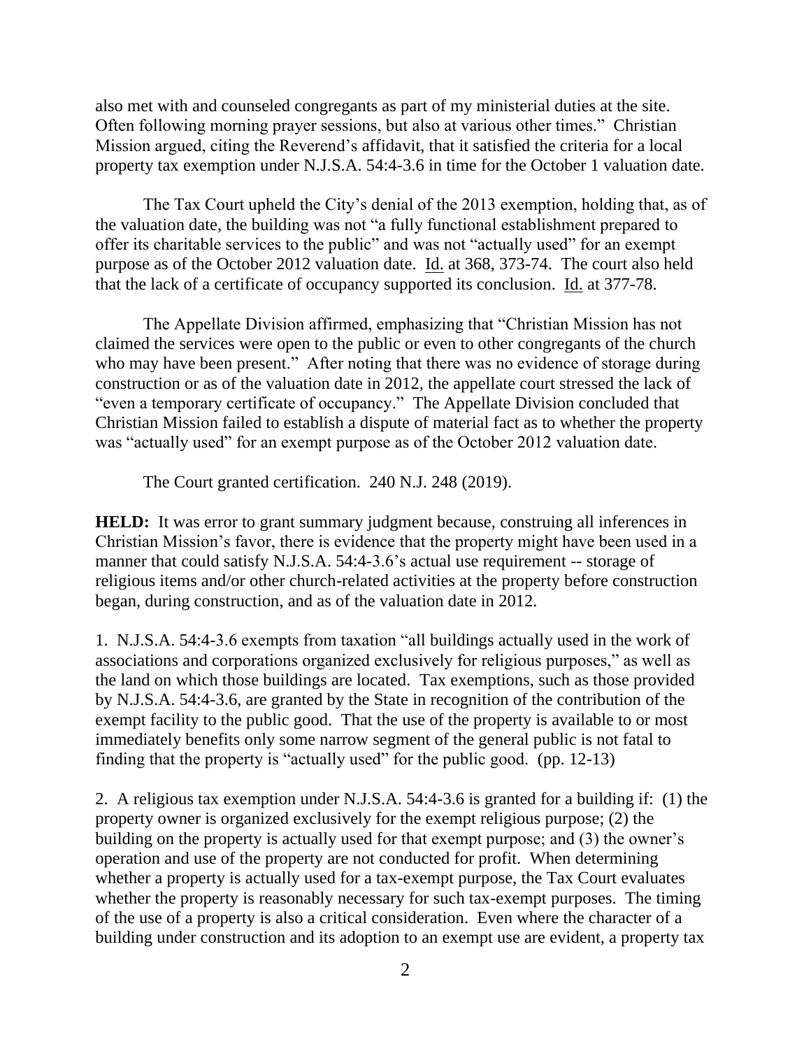also met with and counseled congregants as part of my ministerial duties at the site. Often following morning prayer sessions, but also at various other times." Christian Mission argued, citing the Reverend's affidavit, that it satisfied the criteria for a local property tax exemption under N.J.S.A. 54:4-3.6 in time for the October 1 valuation date.

The Tax Court upheld the City's denial of the 2013 exemption, holding that, as of the valuation date, the building was not "a fully functional establishment prepared to offer its charitable services to the public" and was not "actually used" for an exempt purpose as of the October 2012 valuation date. Id. at 368, 373-74. The court also held that the lack of a certificate of occupancy supported its conclusion. Id. at 377-78.

The Appellate Division affirmed, emphasizing that "Christian Mission has not claimed the services were open to the public or even to other congregants of the church who may have been present." After noting that there was no evidence of storage during construction or as of the valuation date in 2012, the appellate court stressed the lack of "even a temporary certificate of occupancy." The Appellate Division concluded that Christian Mission failed to establish a dispute of material fact as to whether the property was "actually used" for an exempt purpose as of the October 2012 valuation date.

The Court granted certification. 240 N.J. 248 (2019).

**HELD:** It was error to grant summary judgment because, construing all inferences in Christian Mission's favor, there is evidence that the property might have been used in a manner that could satisfy N.J.S.A. 54:4-3.6's actual use requirement -- storage of religious items and/or other church-related activities at the property before construction began, during construction, and as of the valuation date in 2012.

1. N.J.S.A. 54:4-3.6 exempts from taxation "all buildings actually used in the work of associations and corporations organized exclusively for religious purposes," as well as the land on which those buildings are located. Tax exemptions, such as those provided by N.J.S.A. 54:4-3.6, are granted by the State in recognition of the contribution of the exempt facility to the public good. That the use of the property is available to or most immediately benefits only some narrow segment of the general public is not fatal to finding that the property is "actually used" for the public good. (pp. 12-13)

2. A religious tax exemption under N.J.S.A. 54:4-3.6 is granted for a building if: (1) the property owner is organized exclusively for the exempt religious purpose; (2) the building on the property is actually used for that exempt purpose; and (3) the owner's operation and use of the property are not conducted for profit. When determining whether a property is actually used for a tax-exempt purpose, the Tax Court evaluates whether the property is reasonably necessary for such tax-exempt purposes. The timing of the use of a property is also a critical consideration. Even where the character of a building under construction and its adoption to an exempt use are evident, a property tax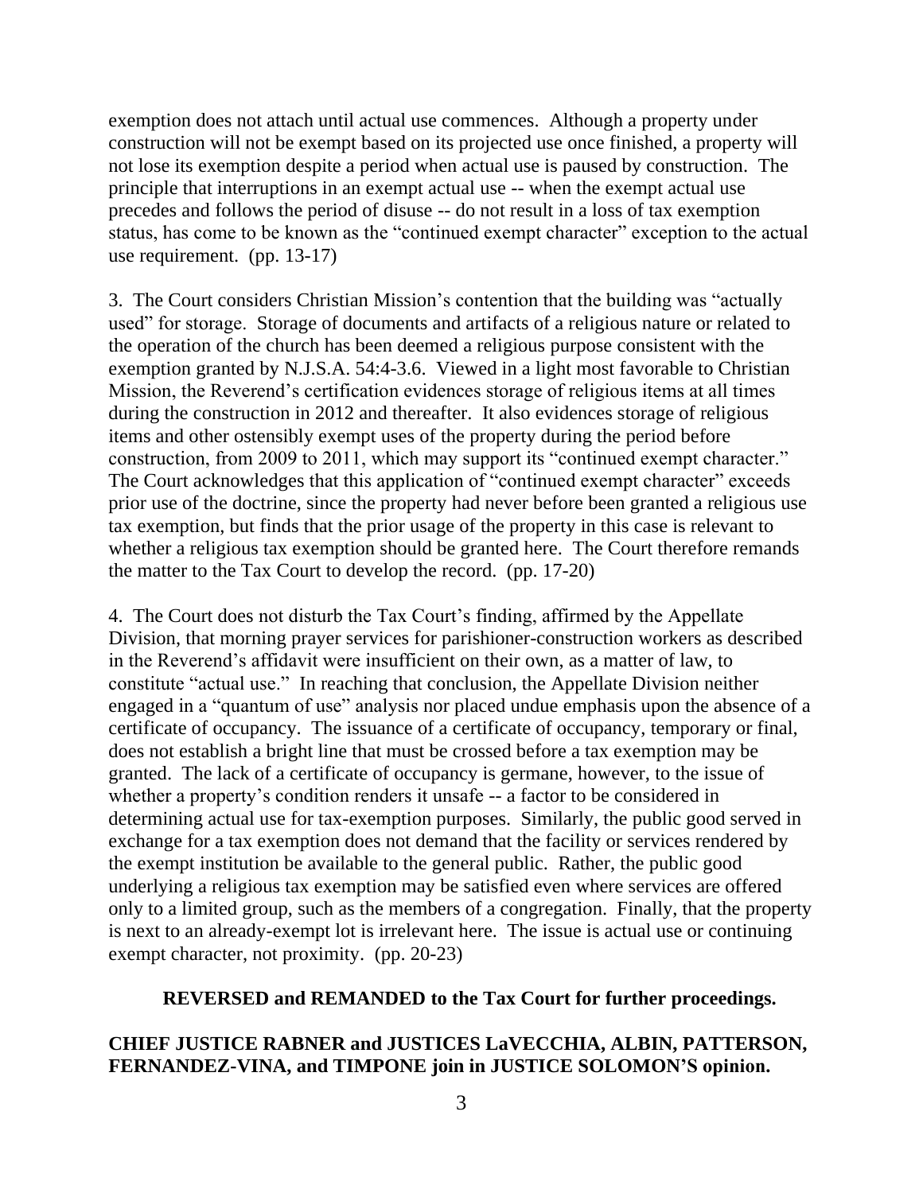exemption does not attach until actual use commences. Although a property under construction will not be exempt based on its projected use once finished, a property will not lose its exemption despite a period when actual use is paused by construction. The principle that interruptions in an exempt actual use -- when the exempt actual use precedes and follows the period of disuse -- do not result in a loss of tax exemption status, has come to be known as the "continued exempt character" exception to the actual use requirement. (pp. 13-17)

3. The Court considers Christian Mission's contention that the building was "actually used" for storage. Storage of documents and artifacts of a religious nature or related to the operation of the church has been deemed a religious purpose consistent with the exemption granted by N.J.S.A. 54:4-3.6. Viewed in a light most favorable to Christian Mission, the Reverend's certification evidences storage of religious items at all times during the construction in 2012 and thereafter. It also evidences storage of religious items and other ostensibly exempt uses of the property during the period before construction, from 2009 to 2011, which may support its "continued exempt character." The Court acknowledges that this application of "continued exempt character" exceeds prior use of the doctrine, since the property had never before been granted a religious use tax exemption, but finds that the prior usage of the property in this case is relevant to whether a religious tax exemption should be granted here. The Court therefore remands the matter to the Tax Court to develop the record. (pp. 17-20)

4. The Court does not disturb the Tax Court's finding, affirmed by the Appellate Division, that morning prayer services for parishioner-construction workers as described in the Reverend's affidavit were insufficient on their own, as a matter of law, to constitute "actual use." In reaching that conclusion, the Appellate Division neither engaged in a "quantum of use" analysis nor placed undue emphasis upon the absence of a certificate of occupancy. The issuance of a certificate of occupancy, temporary or final, does not establish a bright line that must be crossed before a tax exemption may be granted. The lack of a certificate of occupancy is germane, however, to the issue of whether a property's condition renders it unsafe -- a factor to be considered in determining actual use for tax-exemption purposes. Similarly, the public good served in exchange for a tax exemption does not demand that the facility or services rendered by the exempt institution be available to the general public. Rather, the public good underlying a religious tax exemption may be satisfied even where services are offered only to a limited group, such as the members of a congregation. Finally, that the property is next to an already-exempt lot is irrelevant here. The issue is actual use or continuing exempt character, not proximity. (pp. 20-23)

**REVERSED and REMANDED to the Tax Court for further proceedings.**

**CHIEF JUSTICE RABNER and JUSTICES LaVECCHIA, ALBIN, PATTERSON, FERNANDEZ-VINA, and TIMPONE join in JUSTICE SOLOMON'S opinion.**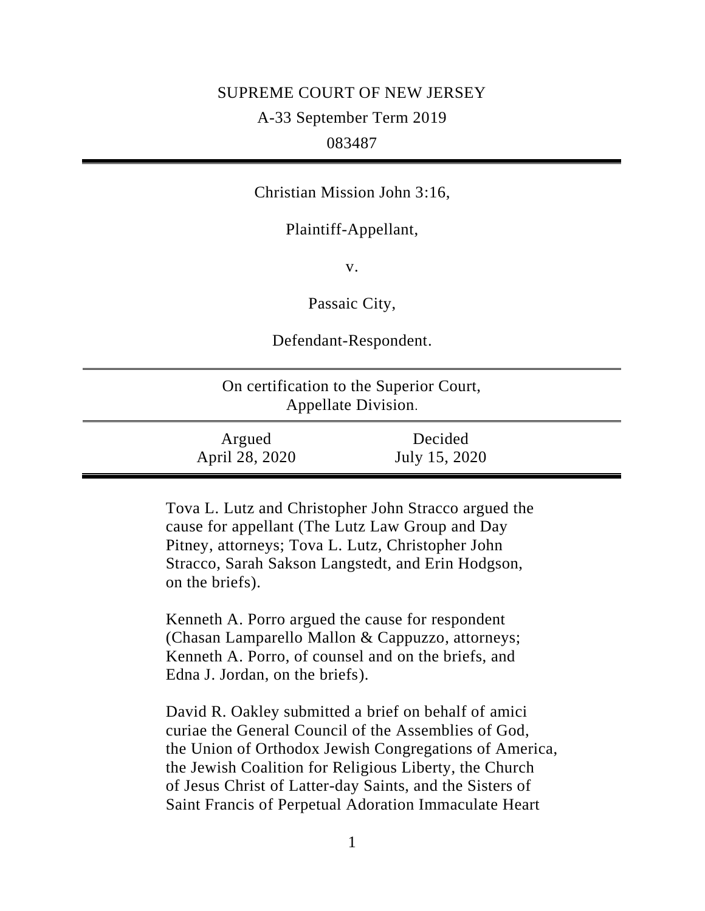SUPREME COURT OF NEW JERSEY

A-33 September Term 2019

083487

---

Christian Mission John 3:16,

Plaintiff-Appellant,

v.

Passaic City,

Defendant-Respondent.

---

On certification to the Superior Court, Appellate Division.

---

| Argued | Decided |
|---|---|
| April 28, 2020 | July 15, 2020 |

---

Tova L. Lutz and Christopher John Stracco argued the cause for appellant (The Lutz Law Group and Day Pitney, attorneys; Tova L. Lutz, Christopher John Stracco, Sarah Sakson Langstedt, and Erin Hodgson, on the briefs).

Kenneth A. Porro argued the cause for respondent (Chasan Lamparello Mallon & Cappuzzo, attorneys; Kenneth A. Porro, of counsel and on the briefs, and Edna J. Jordan, on the briefs).

David R. Oakley submitted a brief on behalf of amici curiae the General Council of the Assemblies of God, the Union of Orthodox Jewish Congregations of America, the Jewish Coalition for Religious Liberty, the Church of Jesus Christ of Latter-day Saints, and the Sisters of Saint Francis of Perpetual Adoration Immaculate Heart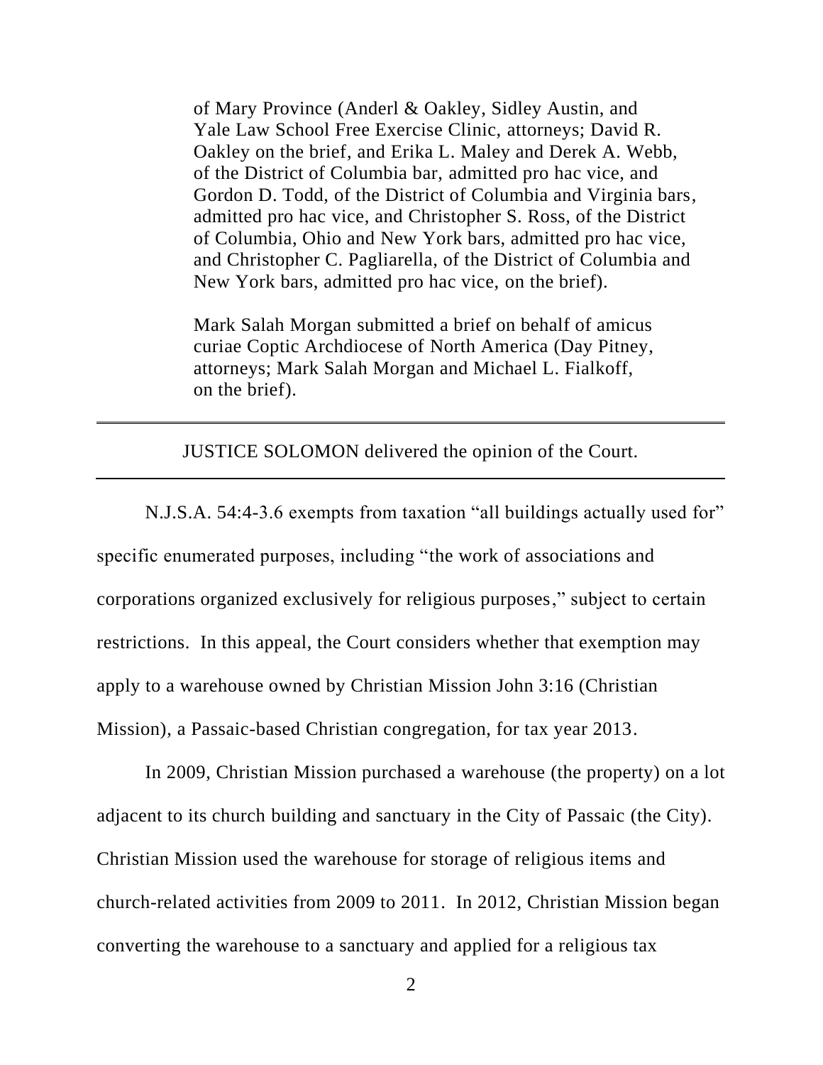of Mary Province (Anderl & Oakley, Sidley Austin, and Yale Law School Free Exercise Clinic, attorneys; David R. Oakley on the brief, and Erika L. Maley and Derek A. Webb, of the District of Columbia bar, admitted pro hac vice, and Gordon D. Todd, of the District of Columbia and Virginia bars, admitted pro hac vice, and Christopher S. Ross, of the District of Columbia, Ohio and New York bars, admitted pro hac vice, and Christopher C. Pagliarella, of the District of Columbia and New York bars, admitted pro hac vice, on the brief).

Mark Salah Morgan submitted a brief on behalf of amicus curiae Coptic Archdiocese of North America (Day Pitney, attorneys; Mark Salah Morgan and Michael L. Fialkoff, on the brief).

---

JUSTICE SOLOMON delivered the opinion of the Court.

---

N.J.S.A. 54:4-3.6 exempts from taxation "all buildings actually used for" specific enumerated purposes, including "the work of associations and corporations organized exclusively for religious purposes," subject to certain restrictions. In this appeal, the Court considers whether that exemption may apply to a warehouse owned by Christian Mission John 3:16 (Christian Mission), a Passaic-based Christian congregation, for tax year 2013.

In 2009, Christian Mission purchased a warehouse (the property) on a lot adjacent to its church building and sanctuary in the City of Passaic (the City). Christian Mission used the warehouse for storage of religious items and church-related activities from 2009 to 2011. In 2012, Christian Mission began converting the warehouse to a sanctuary and applied for a religious tax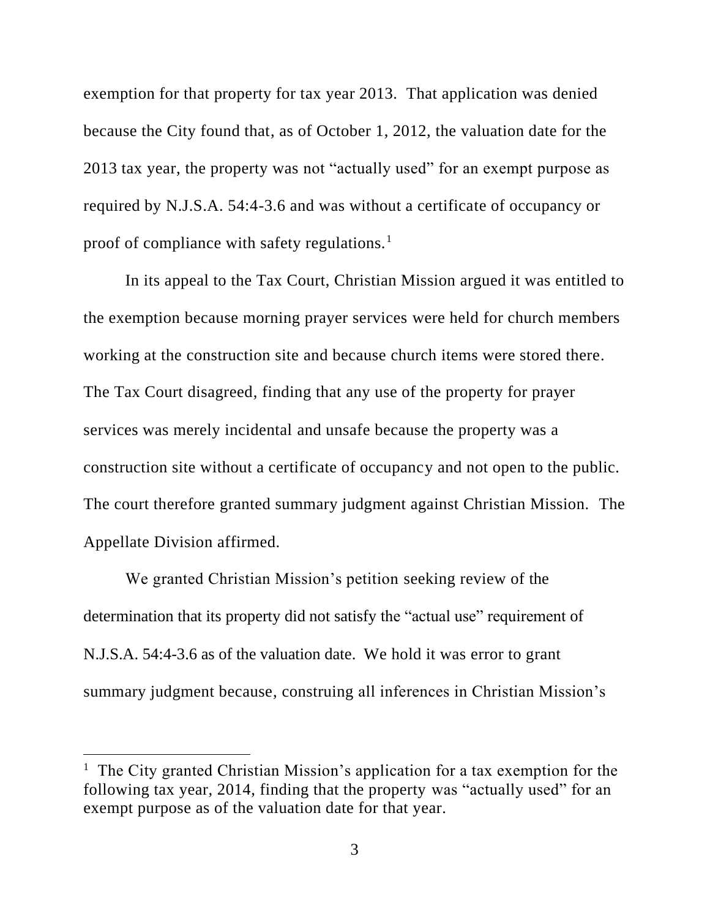exemption for that property for tax year 2013. That application was denied because the City found that, as of October 1, 2012, the valuation date for the 2013 tax year, the property was not "actually used" for an exempt purpose as required by N.J.S.A. 54:4-3.6 and was without a certificate of occupancy or proof of compliance with safety regulations.[1]

In its appeal to the Tax Court, Christian Mission argued it was entitled to the exemption because morning prayer services were held for church members working at the construction site and because church items were stored there. The Tax Court disagreed, finding that any use of the property for prayer services was merely incidental and unsafe because the property was a construction site without a certificate of occupancy and not open to the public. The court therefore granted summary judgment against Christian Mission. The Appellate Division affirmed.

We granted Christian Mission's petition seeking review of the determination that its property did not satisfy the "actual use" requirement of N.J.S.A. 54:4-3.6 as of the valuation date. We hold it was error to grant summary judgment because, construing all inferences in Christian Mission's

---

[1] The City granted Christian Mission's application for a tax exemption for the following tax year, 2014, finding that the property was "actually used" for an exempt purpose as of the valuation date for that year.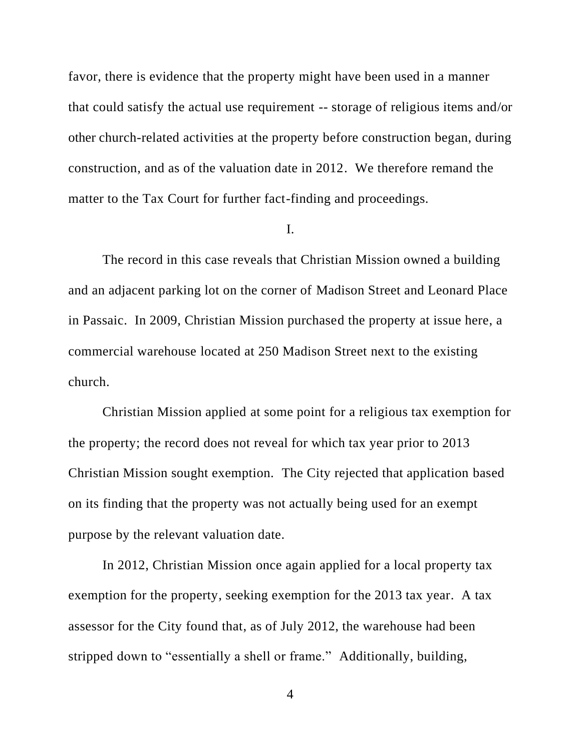favor, there is evidence that the property might have been used in a manner that could satisfy the actual use requirement -- storage of religious items and/or other church-related activities at the property before construction began, during construction, and as of the valuation date in 2012. We therefore remand the matter to the Tax Court for further fact-finding and proceedings.

## I.

The record in this case reveals that Christian Mission owned a building and an adjacent parking lot on the corner of Madison Street and Leonard Place in Passaic. In 2009, Christian Mission purchased the property at issue here, a commercial warehouse located at 250 Madison Street next to the existing church.

Christian Mission applied at some point for a religious tax exemption for the property; the record does not reveal for which tax year prior to 2013 Christian Mission sought exemption. The City rejected that application based on its finding that the property was not actually being used for an exempt purpose by the relevant valuation date.

In 2012, Christian Mission once again applied for a local property tax exemption for the property, seeking exemption for the 2013 tax year. A tax assessor for the City found that, as of July 2012, the warehouse had been stripped down to "essentially a shell or frame." Additionally, building,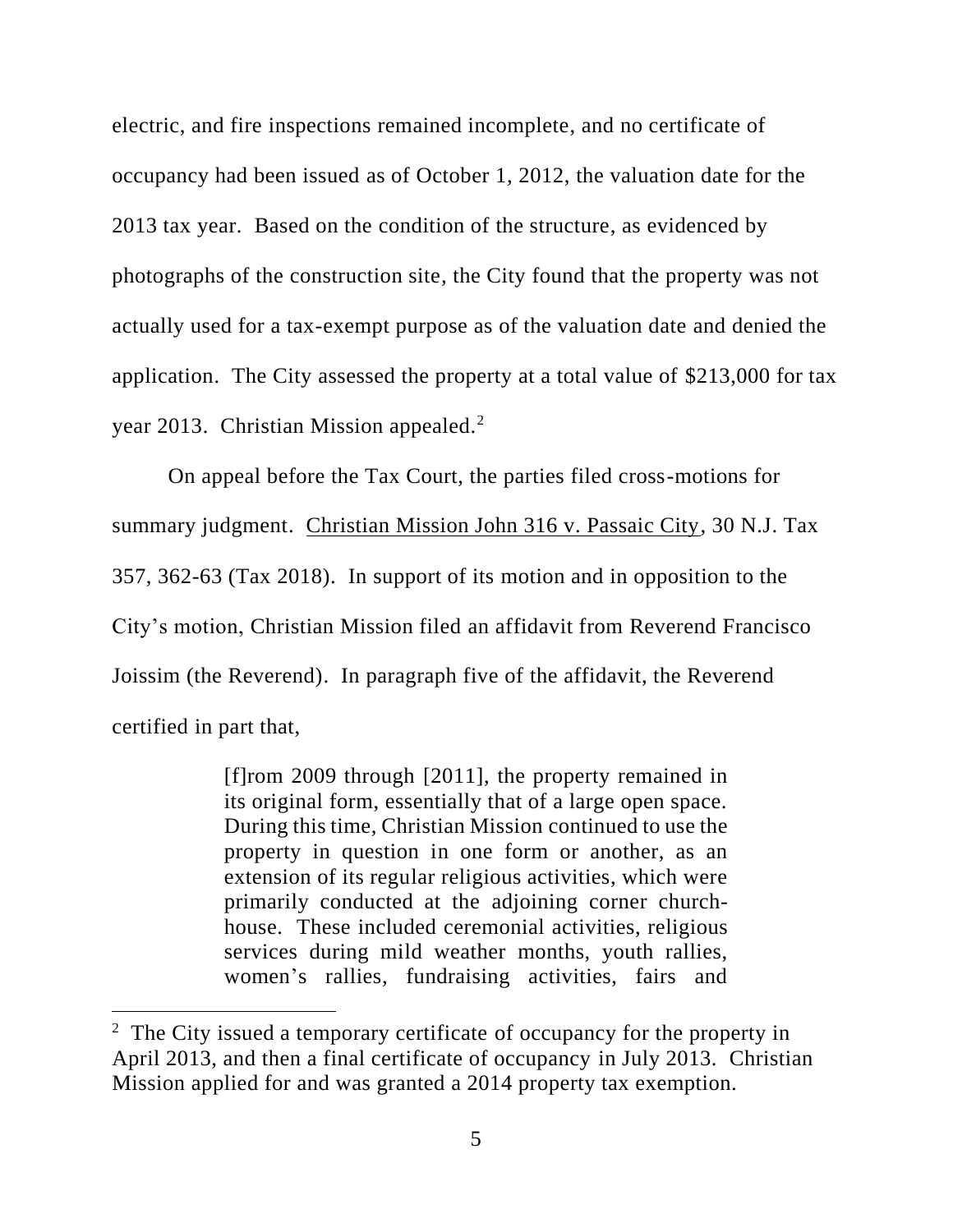electric, and fire inspections remained incomplete, and no certificate of occupancy had been issued as of October 1, 2012, the valuation date for the 2013 tax year. Based on the condition of the structure, as evidenced by photographs of the construction site, the City found that the property was not actually used for a tax-exempt purpose as of the valuation date and denied the application. The City assessed the property at a total value of $213,000 for tax year 2013. Christian Mission appealed.[2]

On appeal before the Tax Court, the parties filed cross-motions for summary judgment. Christian Mission John 316 v. Passaic City, 30 N.J. Tax 357, 362-63 (Tax 2018). In support of its motion and in opposition to the City's motion, Christian Mission filed an affidavit from Reverend Francisco Joissim (the Reverend). In paragraph five of the affidavit, the Reverend certified in part that,

> [f]rom 2009 through [2011], the property remained in its original form, essentially that of a large open space. During this time, Christian Mission continued to use the property in question in one form or another, as an extension of its regular religious activities, which were primarily conducted at the adjoining corner church-house. These included ceremonial activities, religious services during mild weather months, youth rallies, women's rallies, fundraising activities, fairs and

[2] The City issued a temporary certificate of occupancy for the property in April 2013, and then a final certificate of occupancy in July 2013. Christian Mission applied for and was granted a 2014 property tax exemption.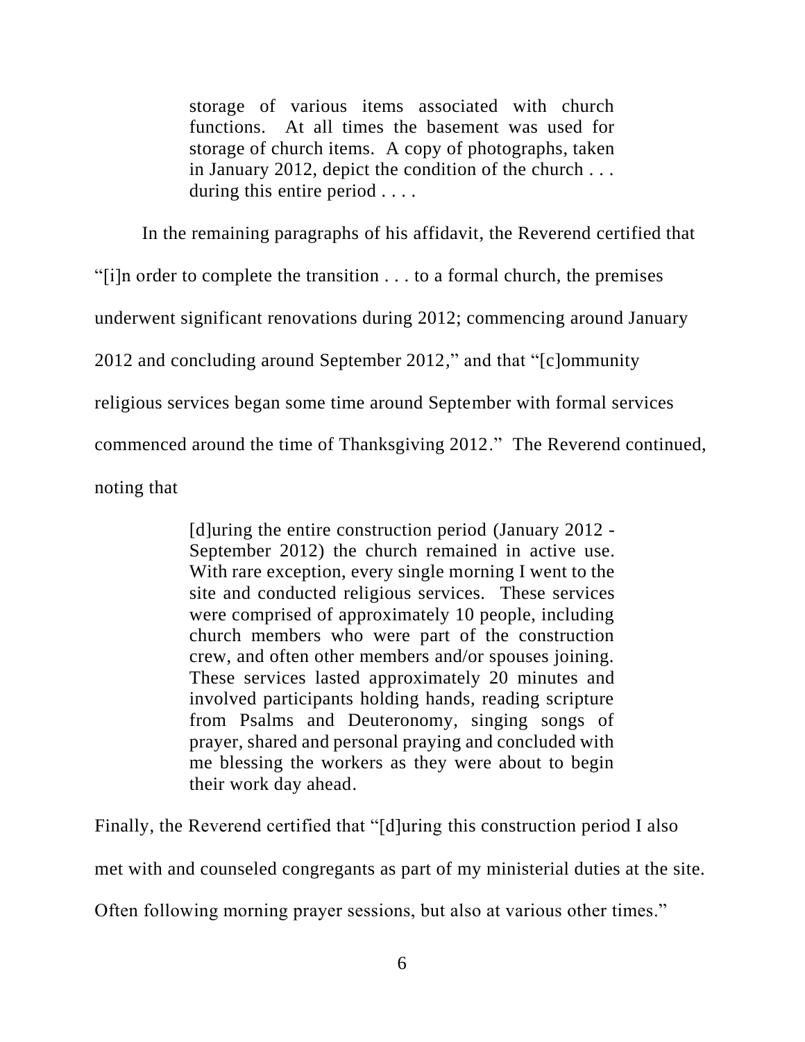> storage of various items associated with church functions. At all times the basement was used for storage of church items. A copy of photographs, taken in January 2012, depict the condition of the church . . . during this entire period . . . .

In the remaining paragraphs of his affidavit, the Reverend certified that "[i]n order to complete the transition . . . to a formal church, the premises underwent significant renovations during 2012; commencing around January 2012 and concluding around September 2012," and that "[c]ommunity religious services began some time around September with formal services commenced around the time of Thanksgiving 2012." The Reverend continued, noting that

> [d]uring the entire construction period (January 2012 - September 2012) the church remained in active use. With rare exception, every single morning I went to the site and conducted religious services. These services were comprised of approximately 10 people, including church members who were part of the construction crew, and often other members and/or spouses joining. These services lasted approximately 20 minutes and involved participants holding hands, reading scripture from Psalms and Deuteronomy, singing songs of prayer, shared and personal praying and concluded with me blessing the workers as they were about to begin their work day ahead.

Finally, the Reverend certified that "[d]uring this construction period I also met with and counseled congregants as part of my ministerial duties at the site. Often following morning prayer sessions, but also at various other times."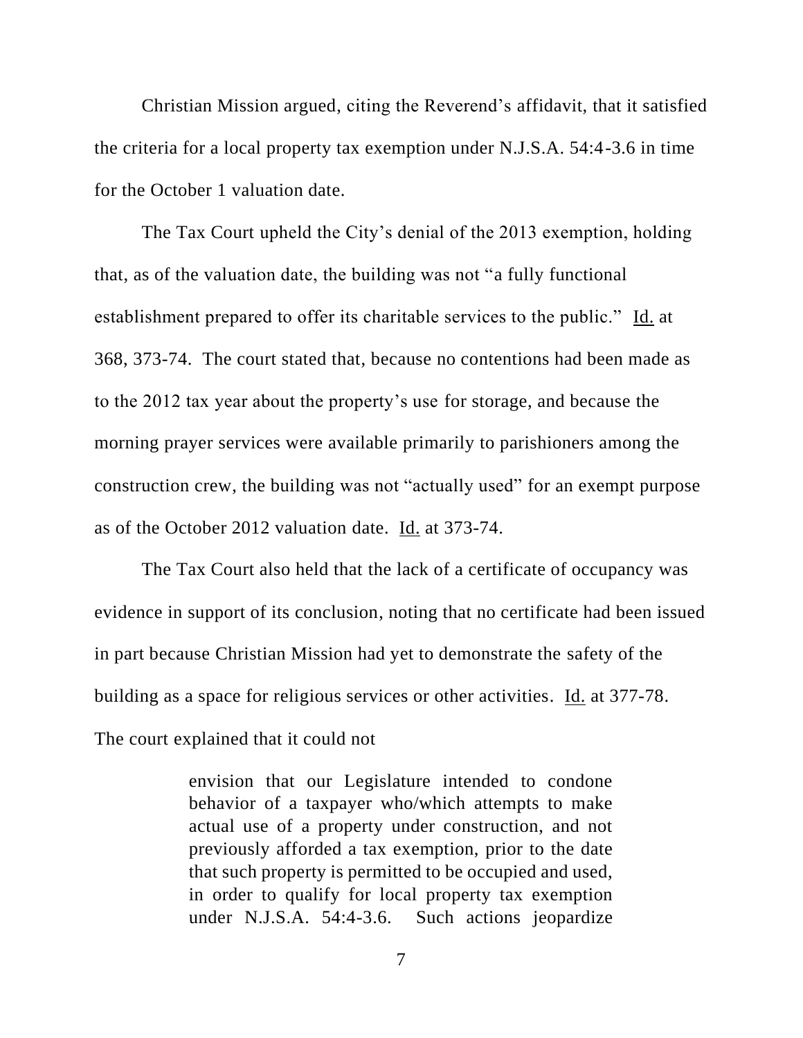Christian Mission argued, citing the Reverend's affidavit, that it satisfied the criteria for a local property tax exemption under N.J.S.A. 54:4-3.6 in time for the October 1 valuation date.

The Tax Court upheld the City's denial of the 2013 exemption, holding that, as of the valuation date, the building was not "a fully functional establishment prepared to offer its charitable services to the public." Id. at 368, 373-74. The court stated that, because no contentions had been made as to the 2012 tax year about the property's use for storage, and because the morning prayer services were available primarily to parishioners among the construction crew, the building was not "actually used" for an exempt purpose as of the October 2012 valuation date. Id. at 373-74.

The Tax Court also held that the lack of a certificate of occupancy was evidence in support of its conclusion, noting that no certificate had been issued in part because Christian Mission had yet to demonstrate the safety of the building as a space for religious services or other activities. Id. at 377-78. The court explained that it could not

> envision that our Legislature intended to condone behavior of a taxpayer who/which attempts to make actual use of a property under construction, and not previously afforded a tax exemption, prior to the date that such property is permitted to be occupied and used, in order to qualify for local property tax exemption under N.J.S.A. 54:4-3.6. Such actions jeopardize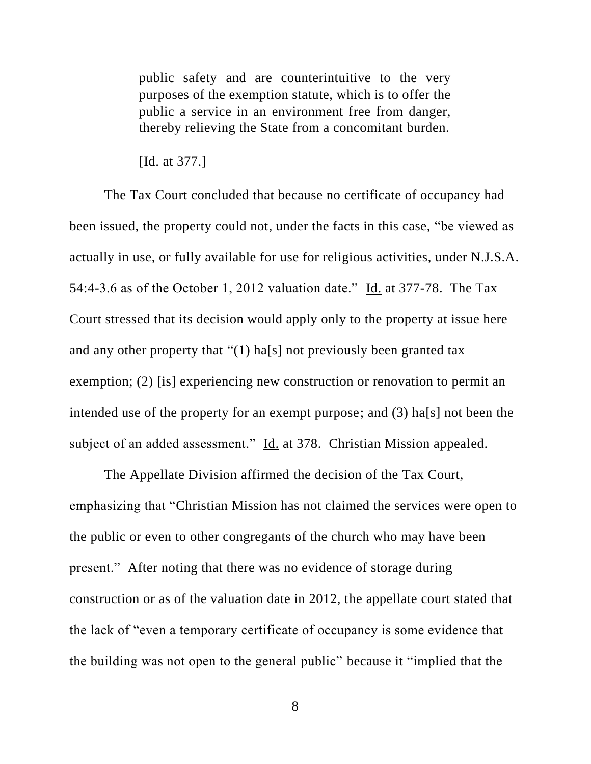> public safety and are counterintuitive to the very purposes of the exemption statute, which is to offer the public a service in an environment free from danger, thereby relieving the State from a concomitant burden.
>
> [Id. at 377.]

The Tax Court concluded that because no certificate of occupancy had been issued, the property could not, under the facts in this case, "be viewed as actually in use, or fully available for use for religious activities, under N.J.S.A. 54:4-3.6 as of the October 1, 2012 valuation date." Id. at 377-78. The Tax Court stressed that its decision would apply only to the property at issue here and any other property that "(1) ha[s] not previously been granted tax exemption; (2) [is] experiencing new construction or renovation to permit an intended use of the property for an exempt purpose; and (3) ha[s] not been the subject of an added assessment." Id. at 378. Christian Mission appealed.

The Appellate Division affirmed the decision of the Tax Court, emphasizing that "Christian Mission has not claimed the services were open to the public or even to other congregants of the church who may have been present." After noting that there was no evidence of storage during construction or as of the valuation date in 2012, the appellate court stated that the lack of "even a temporary certificate of occupancy is some evidence that the building was not open to the general public" because it "implied that the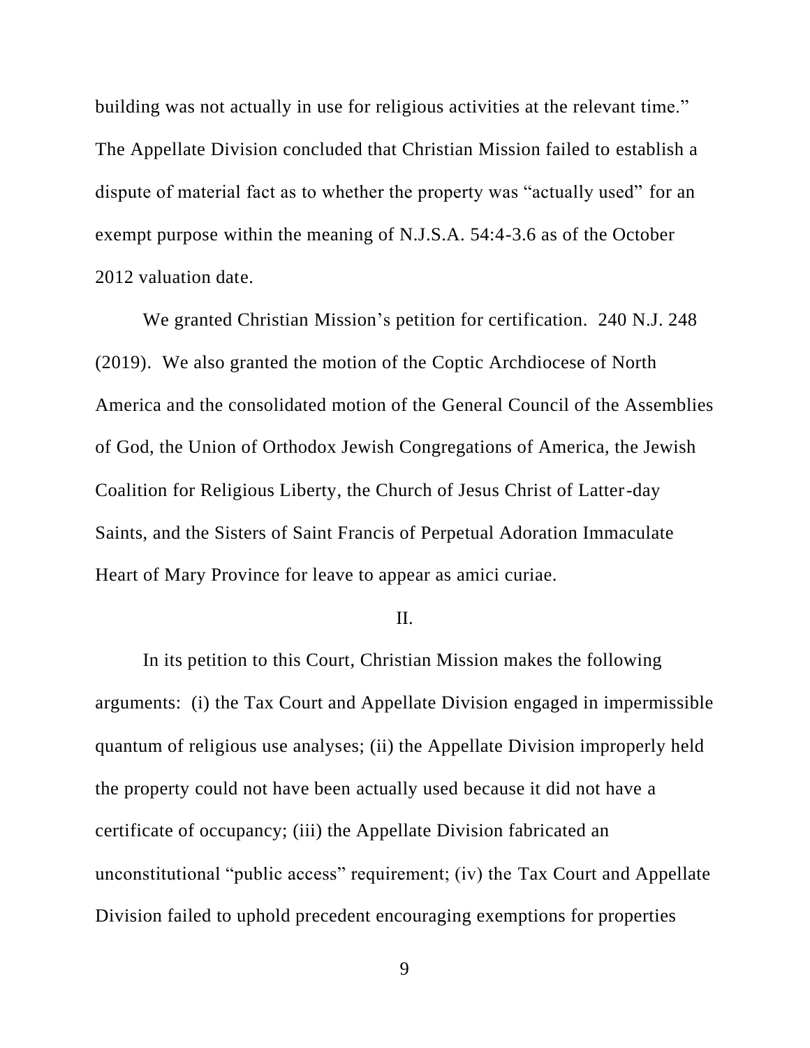building was not actually in use for religious activities at the relevant time." The Appellate Division concluded that Christian Mission failed to establish a dispute of material fact as to whether the property was "actually used" for an exempt purpose within the meaning of N.J.S.A. 54:4-3.6 as of the October 2012 valuation date.

We granted Christian Mission's petition for certification. 240 N.J. 248 (2019). We also granted the motion of the Coptic Archdiocese of North America and the consolidated motion of the General Council of the Assemblies of God, the Union of Orthodox Jewish Congregations of America, the Jewish Coalition for Religious Liberty, the Church of Jesus Christ of Latter-day Saints, and the Sisters of Saint Francis of Perpetual Adoration Immaculate Heart of Mary Province for leave to appear as amici curiae.

II.

In its petition to this Court, Christian Mission makes the following arguments: (i) the Tax Court and Appellate Division engaged in impermissible quantum of religious use analyses; (ii) the Appellate Division improperly held the property could not have been actually used because it did not have a certificate of occupancy; (iii) the Appellate Division fabricated an unconstitutional "public access" requirement; (iv) the Tax Court and Appellate Division failed to uphold precedent encouraging exemptions for properties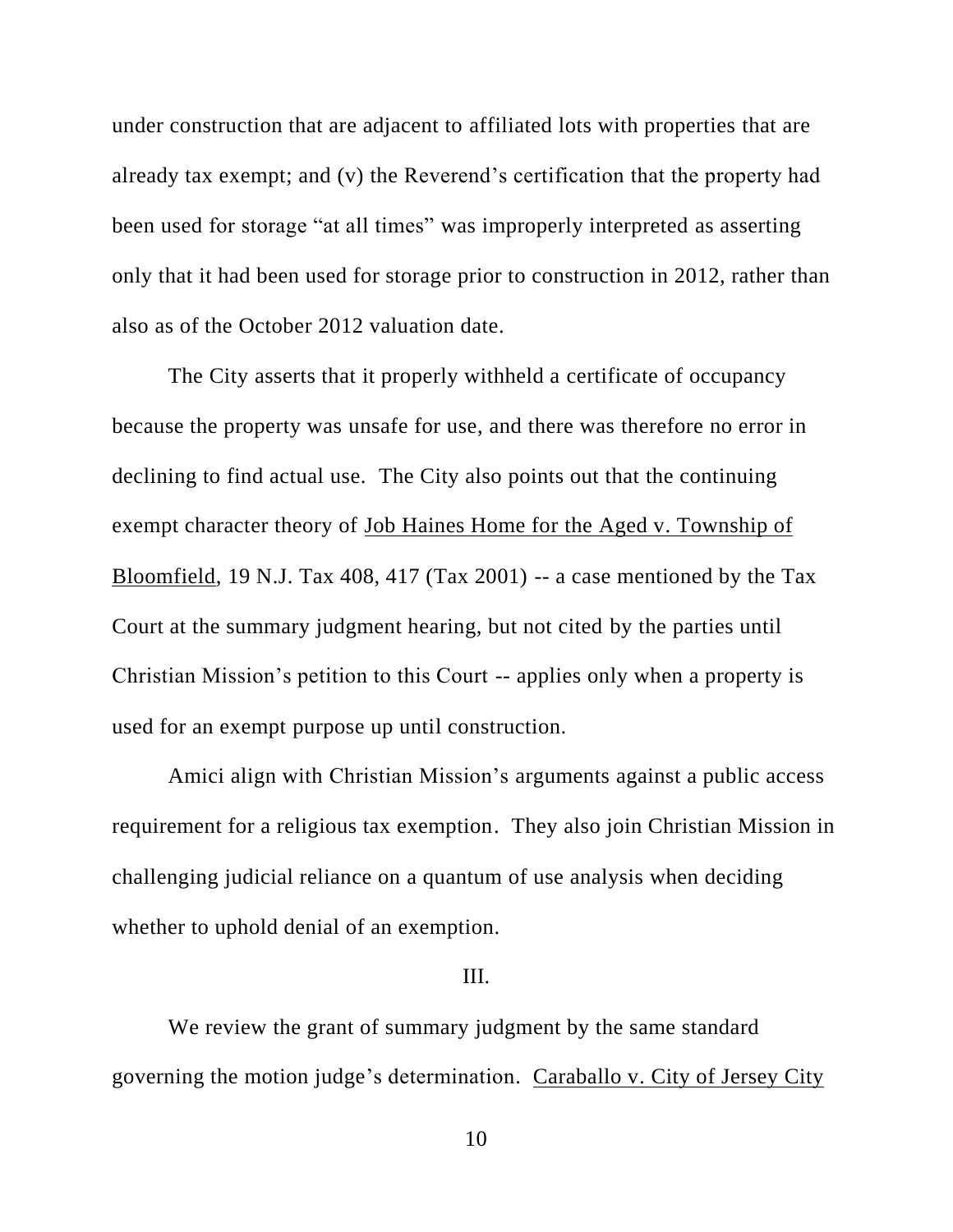under construction that are adjacent to affiliated lots with properties that are already tax exempt; and (v) the Reverend's certification that the property had been used for storage "at all times" was improperly interpreted as asserting only that it had been used for storage prior to construction in 2012, rather than also as of the October 2012 valuation date.

The City asserts that it properly withheld a certificate of occupancy because the property was unsafe for use, and there was therefore no error in declining to find actual use. The City also points out that the continuing exempt character theory of Job Haines Home for the Aged v. Township of Bloomfield, 19 N.J. Tax 408, 417 (Tax 2001) -- a case mentioned by the Tax Court at the summary judgment hearing, but not cited by the parties until Christian Mission's petition to this Court -- applies only when a property is used for an exempt purpose up until construction.

Amici align with Christian Mission's arguments against a public access requirement for a religious tax exemption. They also join Christian Mission in challenging judicial reliance on a quantum of use analysis when deciding whether to uphold denial of an exemption.

## III.

We review the grant of summary judgment by the same standard governing the motion judge's determination. Caraballo v. City of Jersey City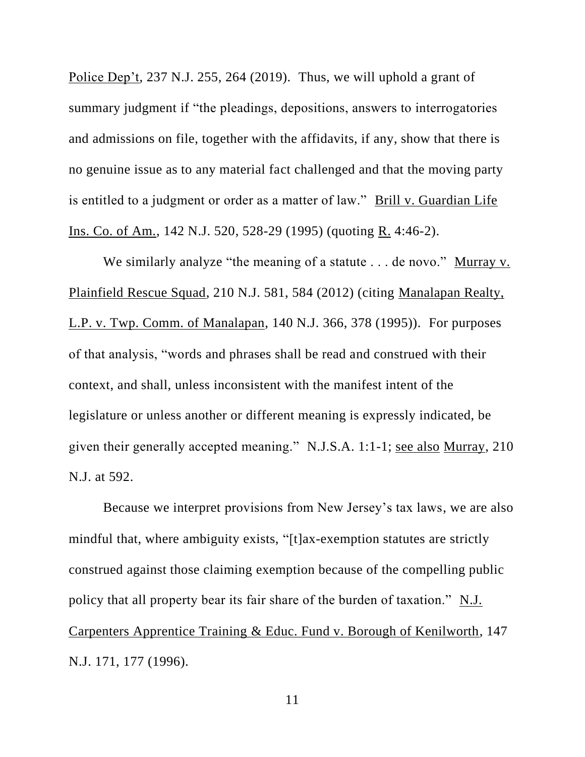Police Dep't, 237 N.J. 255, 264 (2019). Thus, we will uphold a grant of summary judgment if "the pleadings, depositions, answers to interrogatories and admissions on file, together with the affidavits, if any, show that there is no genuine issue as to any material fact challenged and that the moving party is entitled to a judgment or order as a matter of law." Brill v. Guardian Life Ins. Co. of Am., 142 N.J. 520, 528-29 (1995) (quoting R. 4:46-2).

We similarly analyze "the meaning of a statute . . . de novo." Murray v. Plainfield Rescue Squad, 210 N.J. 581, 584 (2012) (citing Manalapan Realty, L.P. v. Twp. Comm. of Manalapan, 140 N.J. 366, 378 (1995)). For purposes of that analysis, "words and phrases shall be read and construed with their context, and shall, unless inconsistent with the manifest intent of the legislature or unless another or different meaning is expressly indicated, be given their generally accepted meaning." N.J.S.A. 1:1-1; see also Murray, 210 N.J. at 592.

Because we interpret provisions from New Jersey's tax laws, we are also mindful that, where ambiguity exists, "[t]ax-exemption statutes are strictly construed against those claiming exemption because of the compelling public policy that all property bear its fair share of the burden of taxation." N.J. Carpenters Apprentice Training & Educ. Fund v. Borough of Kenilworth, 147 N.J. 171, 177 (1996).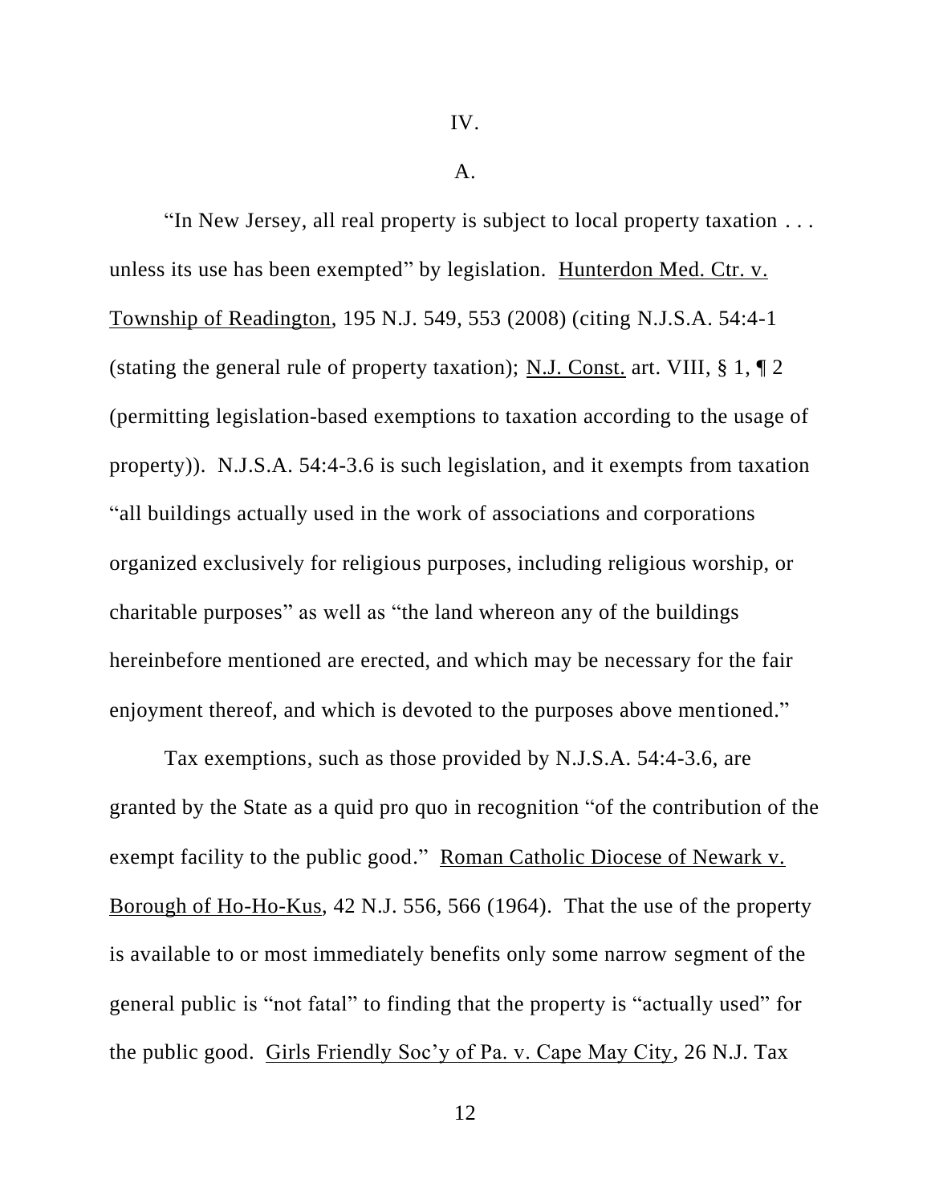IV.

A.

"In New Jersey, all real property is subject to local property taxation . . . unless its use has been exempted" by legislation. Hunterdon Med. Ctr. v. Township of Readington, 195 N.J. 549, 553 (2008) (citing N.J.S.A. 54:4-1 (stating the general rule of property taxation); N.J. Const. art. VIII, § 1, ¶ 2 (permitting legislation-based exemptions to taxation according to the usage of property)). N.J.S.A. 54:4-3.6 is such legislation, and it exempts from taxation "all buildings actually used in the work of associations and corporations organized exclusively for religious purposes, including religious worship, or charitable purposes" as well as "the land whereon any of the buildings hereinbefore mentioned are erected, and which may be necessary for the fair enjoyment thereof, and which is devoted to the purposes above mentioned."

Tax exemptions, such as those provided by N.J.S.A. 54:4-3.6, are granted by the State as a quid pro quo in recognition "of the contribution of the exempt facility to the public good." Roman Catholic Diocese of Newark v. Borough of Ho-Ho-Kus, 42 N.J. 556, 566 (1964). That the use of the property is available to or most immediately benefits only some narrow segment of the general public is "not fatal" to finding that the property is "actually used" for the public good. Girls Friendly Soc'y of Pa. v. Cape May City, 26 N.J. Tax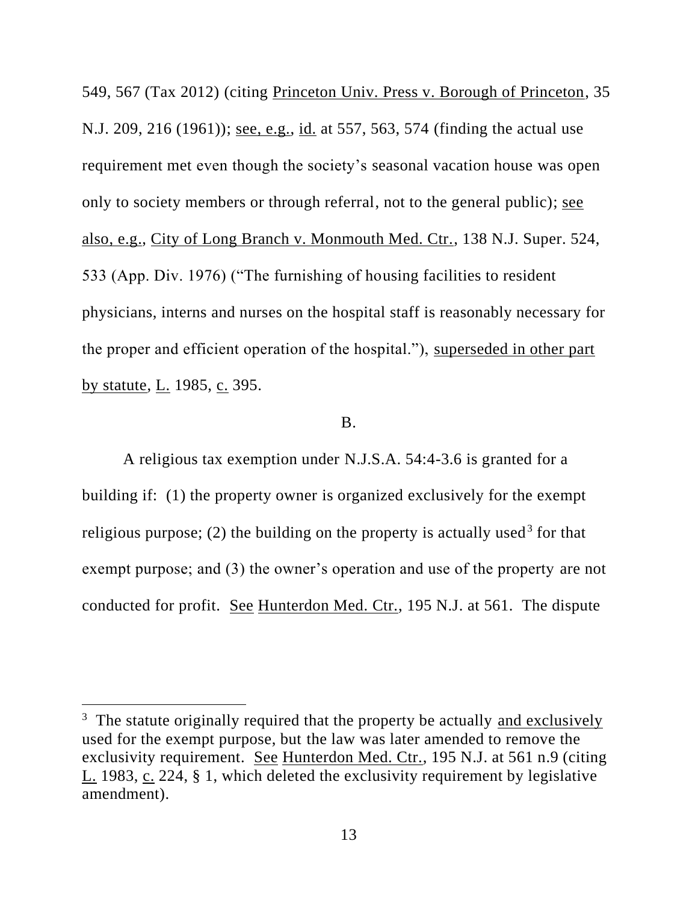549, 567 (Tax 2012) (citing Princeton Univ. Press v. Borough of Princeton, 35 N.J. 209, 216 (1961)); see, e.g., id. at 557, 563, 574 (finding the actual use requirement met even though the society's seasonal vacation house was open only to society members or through referral, not to the general public); see also, e.g., City of Long Branch v. Monmouth Med. Ctr., 138 N.J. Super. 524, 533 (App. Div. 1976) ("The furnishing of housing facilities to resident physicians, interns and nurses on the hospital staff is reasonably necessary for the proper and efficient operation of the hospital."), superseded in other part by statute, L. 1985, c. 395.

B.

A religious tax exemption under N.J.S.A. 54:4-3.6 is granted for a building if: (1) the property owner is organized exclusively for the exempt religious purpose; (2) the building on the property is actually used[3] for that exempt purpose; and (3) the owner's operation and use of the property are not conducted for profit. See Hunterdon Med. Ctr., 195 N.J. at 561. The dispute

[3] The statute originally required that the property be actually and exclusively used for the exempt purpose, but the law was later amended to remove the exclusivity requirement. See Hunterdon Med. Ctr., 195 N.J. at 561 n.9 (citing L. 1983, c. 224, § 1, which deleted the exclusivity requirement by legislative amendment).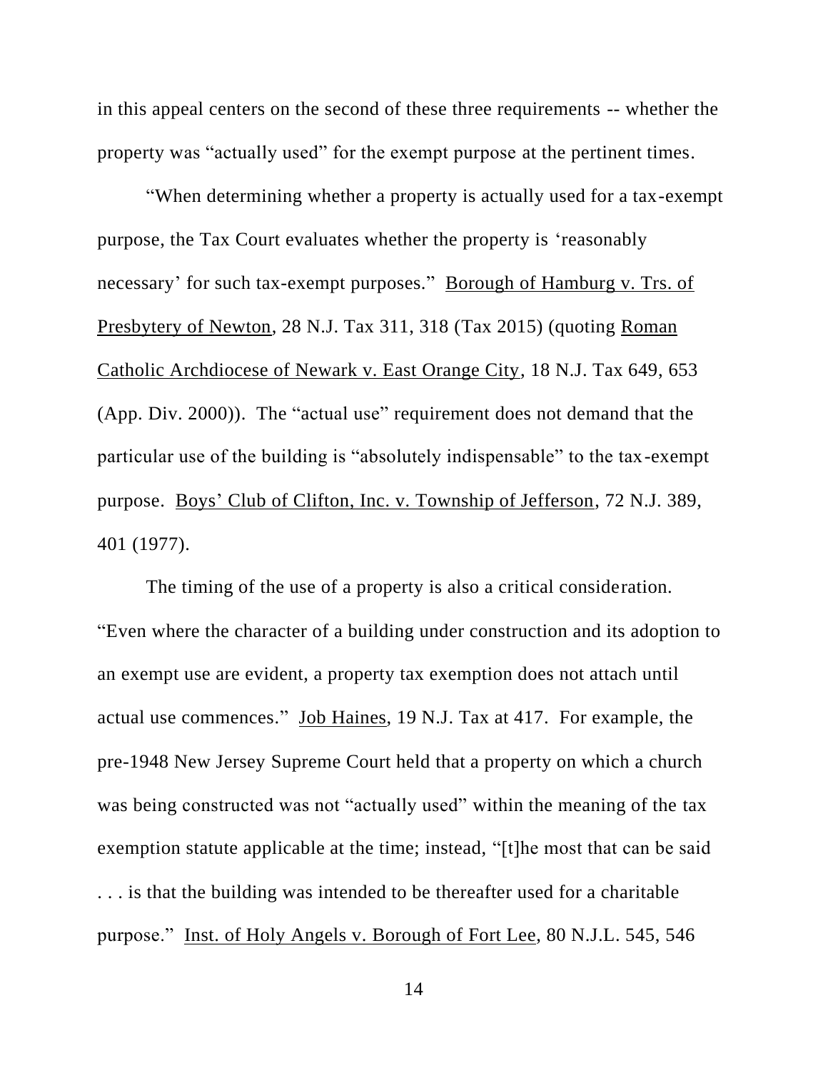in this appeal centers on the second of these three requirements -- whether the property was "actually used" for the exempt purpose at the pertinent times.

"When determining whether a property is actually used for a tax-exempt purpose, the Tax Court evaluates whether the property is 'reasonably necessary' for such tax-exempt purposes." Borough of Hamburg v. Trs. of Presbytery of Newton, 28 N.J. Tax 311, 318 (Tax 2015) (quoting Roman Catholic Archdiocese of Newark v. East Orange City, 18 N.J. Tax 649, 653 (App. Div. 2000)). The "actual use" requirement does not demand that the particular use of the building is "absolutely indispensable" to the tax-exempt purpose. Boys' Club of Clifton, Inc. v. Township of Jefferson, 72 N.J. 389, 401 (1977).

The timing of the use of a property is also a critical consideration. "Even where the character of a building under construction and its adoption to an exempt use are evident, a property tax exemption does not attach until actual use commences." Job Haines, 19 N.J. Tax at 417. For example, the pre-1948 New Jersey Supreme Court held that a property on which a church was being constructed was not "actually used" within the meaning of the tax exemption statute applicable at the time; instead, "[t]he most that can be said . . . is that the building was intended to be thereafter used for a charitable purpose." Inst. of Holy Angels v. Borough of Fort Lee, 80 N.J.L. 545, 546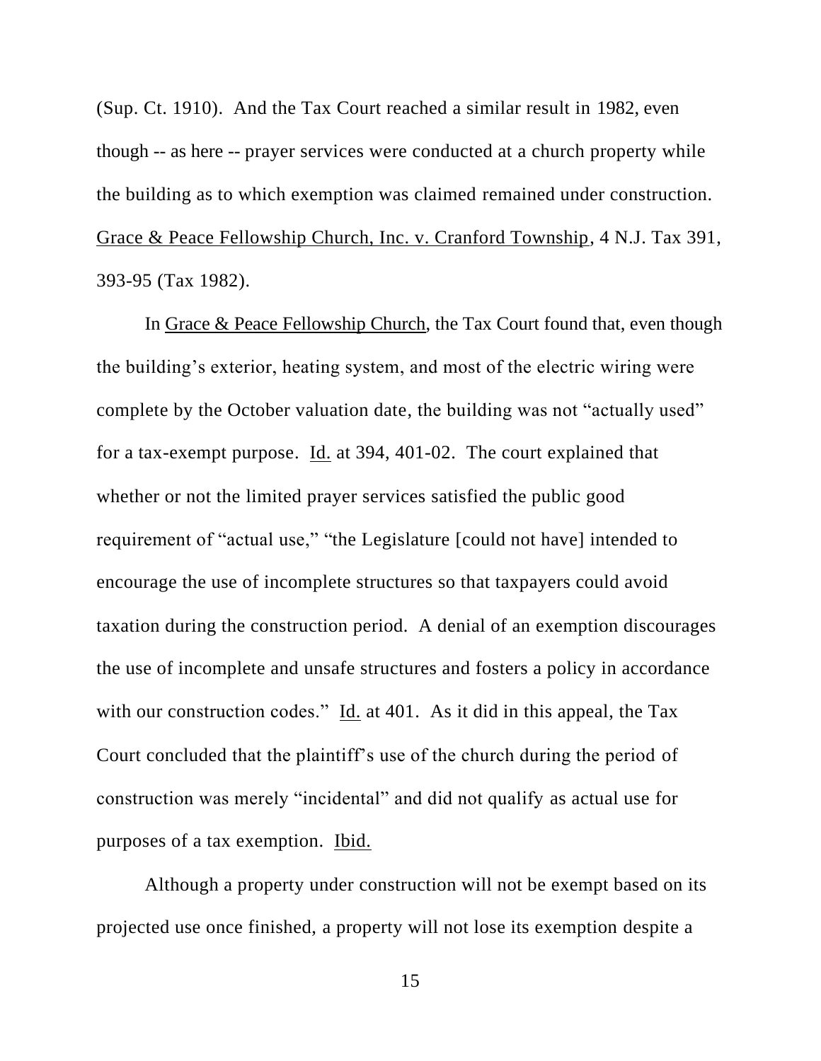(Sup. Ct. 1910). And the Tax Court reached a similar result in 1982, even though -- as here -- prayer services were conducted at a church property while the building as to which exemption was claimed remained under construction. Grace & Peace Fellowship Church, Inc. v. Cranford Township, 4 N.J. Tax 391, 393-95 (Tax 1982).

In Grace & Peace Fellowship Church, the Tax Court found that, even though the building's exterior, heating system, and most of the electric wiring were complete by the October valuation date, the building was not "actually used" for a tax-exempt purpose. Id. at 394, 401-02. The court explained that whether or not the limited prayer services satisfied the public good requirement of "actual use," "the Legislature [could not have] intended to encourage the use of incomplete structures so that taxpayers could avoid taxation during the construction period. A denial of an exemption discourages the use of incomplete and unsafe structures and fosters a policy in accordance with our construction codes." Id. at 401. As it did in this appeal, the Tax Court concluded that the plaintiff's use of the church during the period of construction was merely "incidental" and did not qualify as actual use for purposes of a tax exemption. Ibid.

Although a property under construction will not be exempt based on its projected use once finished, a property will not lose its exemption despite a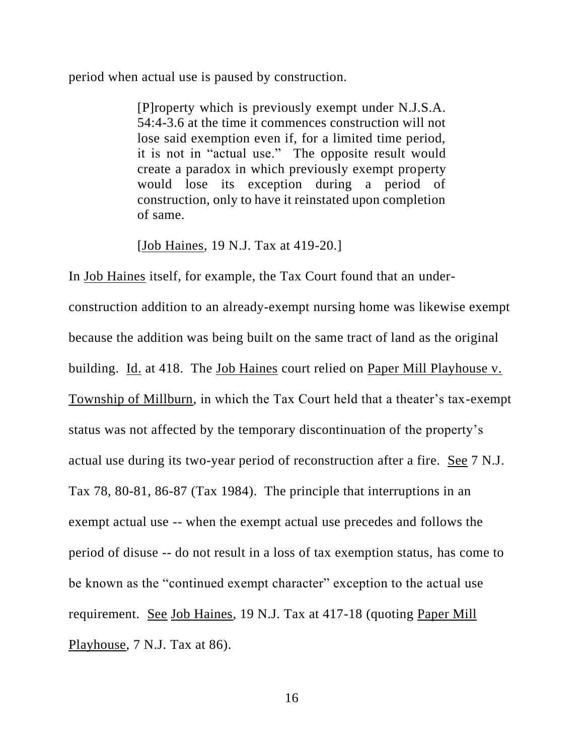period when actual use is paused by construction.

> [P]roperty which is previously exempt under N.J.S.A. 54:4-3.6 at the time it commences construction will not lose said exemption even if, for a limited time period, it is not in "actual use." The opposite result would create a paradox in which previously exempt property would lose its exception during a period of construction, only to have it reinstated upon completion of same.
>
> [Job Haines, 19 N.J. Tax at 419-20.]

In Job Haines itself, for example, the Tax Court found that an under-construction addition to an already-exempt nursing home was likewise exempt because the addition was being built on the same tract of land as the original building. Id. at 418. The Job Haines court relied on Paper Mill Playhouse v. Township of Millburn, in which the Tax Court held that a theater's tax-exempt status was not affected by the temporary discontinuation of the property's actual use during its two-year period of reconstruction after a fire. See 7 N.J. Tax 78, 80-81, 86-87 (Tax 1984). The principle that interruptions in an exempt actual use -- when the exempt actual use precedes and follows the period of disuse -- do not result in a loss of tax exemption status, has come to be known as the "continued exempt character" exception to the actual use requirement. See Job Haines, 19 N.J. Tax at 417-18 (quoting Paper Mill Playhouse, 7 N.J. Tax at 86).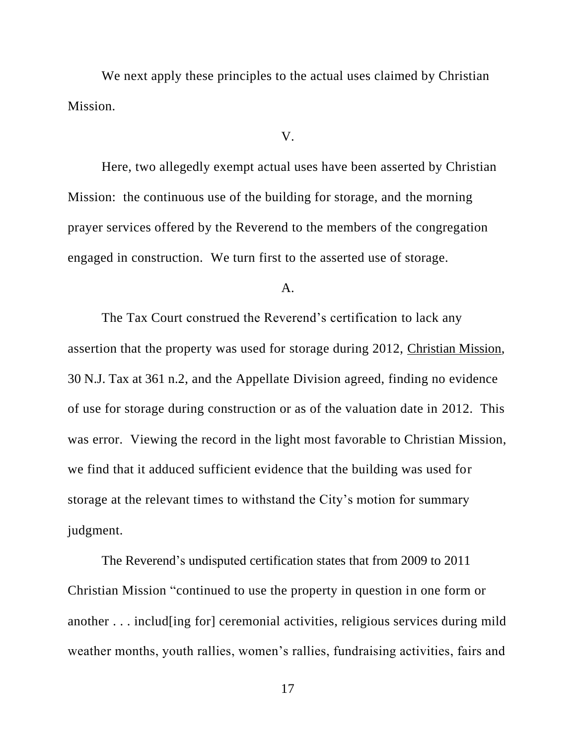We next apply these principles to the actual uses claimed by Christian Mission.

V.

Here, two allegedly exempt actual uses have been asserted by Christian Mission: the continuous use of the building for storage, and the morning prayer services offered by the Reverend to the members of the congregation engaged in construction. We turn first to the asserted use of storage.

A.

The Tax Court construed the Reverend's certification to lack any assertion that the property was used for storage during 2012, Christian Mission, 30 N.J. Tax at 361 n.2, and the Appellate Division agreed, finding no evidence of use for storage during construction or as of the valuation date in 2012. This was error. Viewing the record in the light most favorable to Christian Mission, we find that it adduced sufficient evidence that the building was used for storage at the relevant times to withstand the City's motion for summary judgment.

The Reverend's undisputed certification states that from 2009 to 2011 Christian Mission "continued to use the property in question in one form or another . . . includ[ing for] ceremonial activities, religious services during mild weather months, youth rallies, women's rallies, fundraising activities, fairs and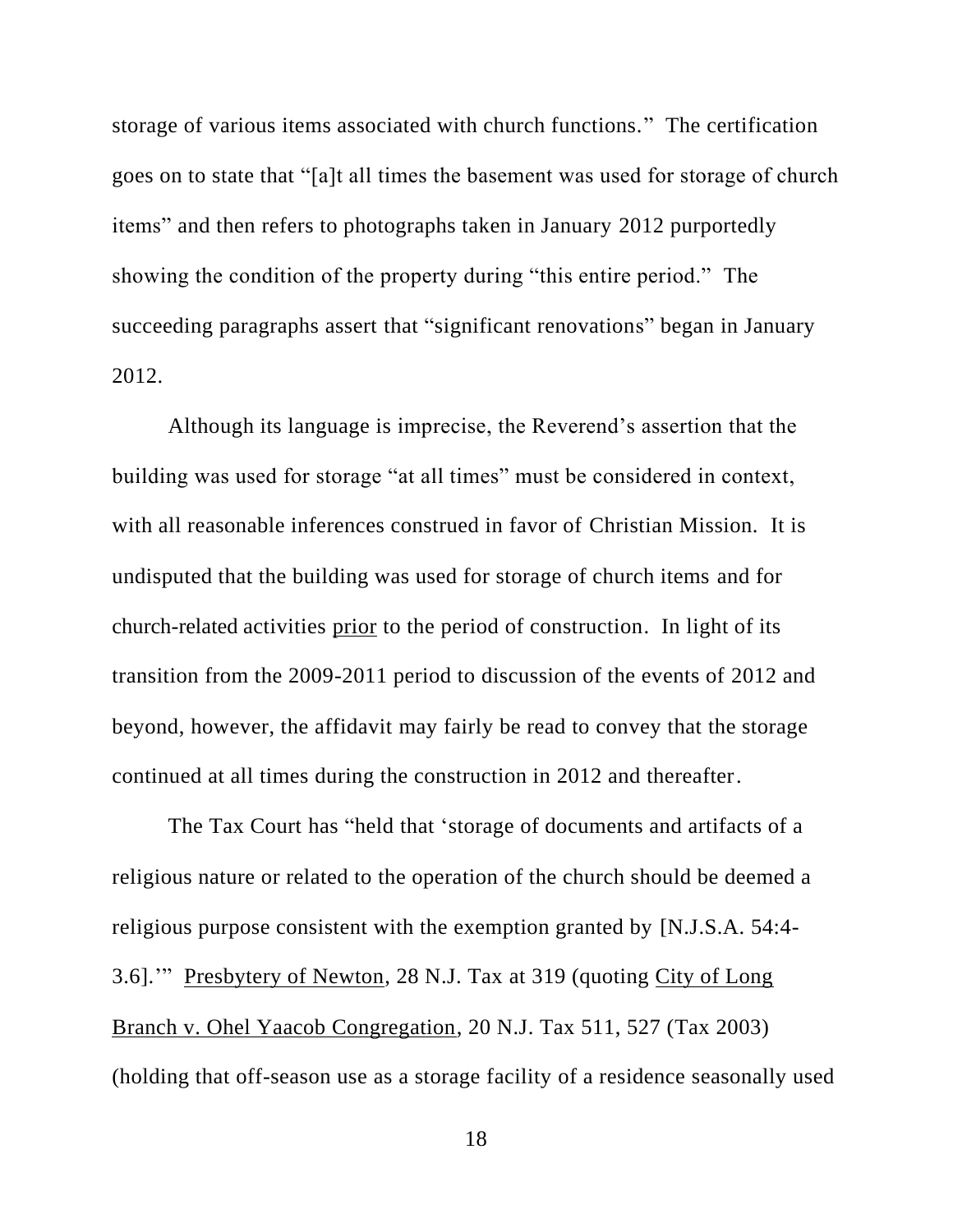storage of various items associated with church functions." The certification goes on to state that "[a]t all times the basement was used for storage of church items" and then refers to photographs taken in January 2012 purportedly showing the condition of the property during "this entire period." The succeeding paragraphs assert that "significant renovations" began in January 2012.

Although its language is imprecise, the Reverend's assertion that the building was used for storage "at all times" must be considered in context, with all reasonable inferences construed in favor of Christian Mission. It is undisputed that the building was used for storage of church items and for church-related activities prior to the period of construction. In light of its transition from the 2009-2011 period to discussion of the events of 2012 and beyond, however, the affidavit may fairly be read to convey that the storage continued at all times during the construction in 2012 and thereafter.

The Tax Court has "held that 'storage of documents and artifacts of a religious nature or related to the operation of the church should be deemed a religious purpose consistent with the exemption granted by [N.J.S.A. 54:4-3.6].'" Presbytery of Newton, 28 N.J. Tax at 319 (quoting City of Long Branch v. Ohel Yaacob Congregation, 20 N.J. Tax 511, 527 (Tax 2003) (holding that off-season use as a storage facility of a residence seasonally used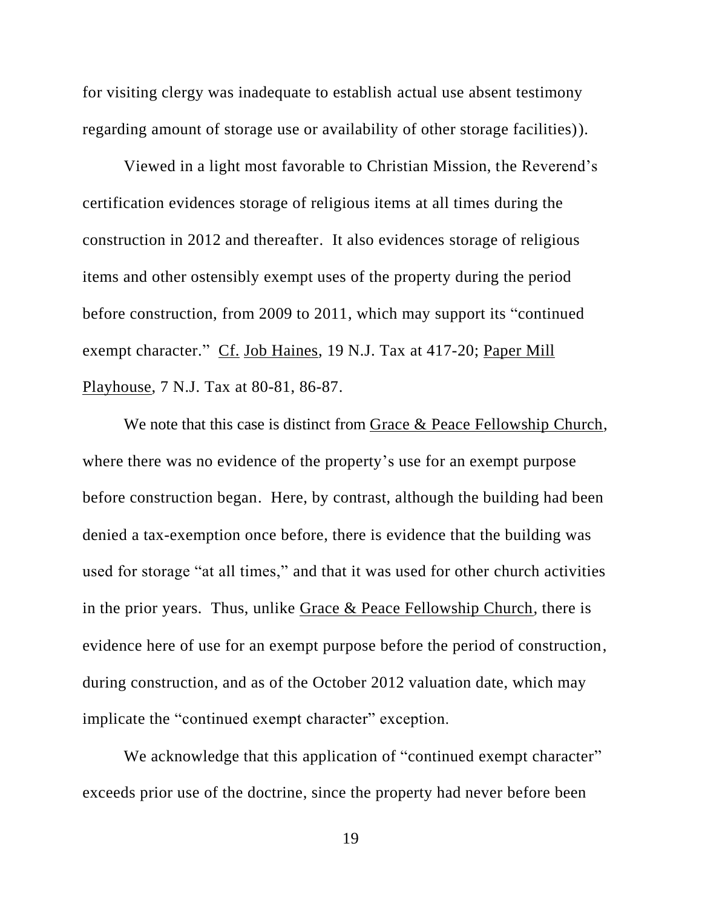for visiting clergy was inadequate to establish actual use absent testimony regarding amount of storage use or availability of other storage facilities)).

Viewed in a light most favorable to Christian Mission, the Reverend's certification evidences storage of religious items at all times during the construction in 2012 and thereafter. It also evidences storage of religious items and other ostensibly exempt uses of the property during the period before construction, from 2009 to 2011, which may support its "continued exempt character." Cf. Job Haines, 19 N.J. Tax at 417-20; Paper Mill Playhouse, 7 N.J. Tax at 80-81, 86-87.

We note that this case is distinct from Grace & Peace Fellowship Church, where there was no evidence of the property's use for an exempt purpose before construction began. Here, by contrast, although the building had been denied a tax-exemption once before, there is evidence that the building was used for storage "at all times," and that it was used for other church activities in the prior years. Thus, unlike Grace & Peace Fellowship Church, there is evidence here of use for an exempt purpose before the period of construction, during construction, and as of the October 2012 valuation date, which may implicate the "continued exempt character" exception.

We acknowledge that this application of "continued exempt character" exceeds prior use of the doctrine, since the property had never before been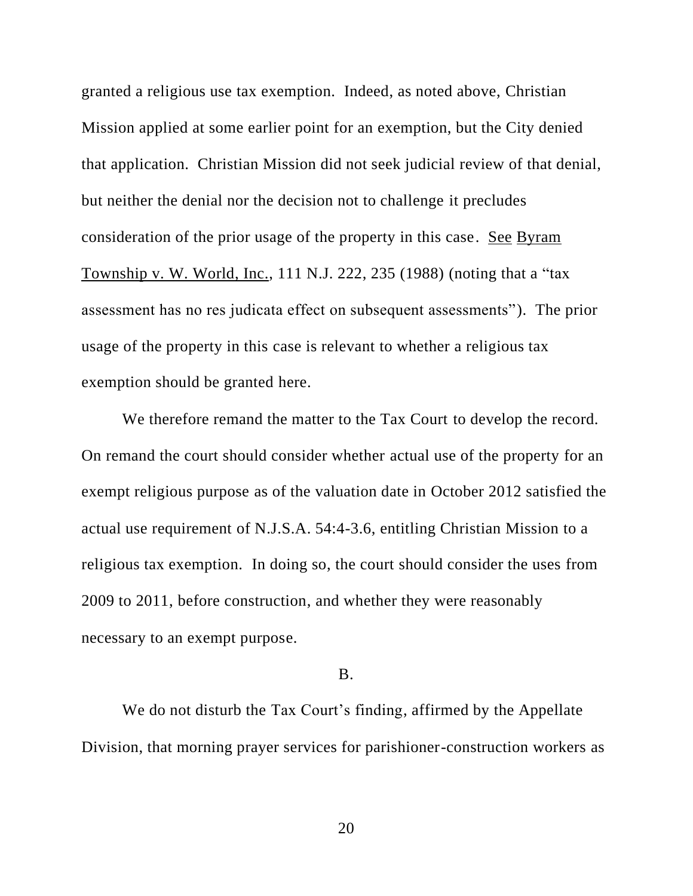granted a religious use tax exemption. Indeed, as noted above, Christian Mission applied at some earlier point for an exemption, but the City denied that application. Christian Mission did not seek judicial review of that denial, but neither the denial nor the decision not to challenge it precludes consideration of the prior usage of the property in this case. See Byram Township v. W. World, Inc., 111 N.J. 222, 235 (1988) (noting that a "tax assessment has no res judicata effect on subsequent assessments"). The prior usage of the property in this case is relevant to whether a religious tax exemption should be granted here.

We therefore remand the matter to the Tax Court to develop the record. On remand the court should consider whether actual use of the property for an exempt religious purpose as of the valuation date in October 2012 satisfied the actual use requirement of N.J.S.A. 54:4-3.6, entitling Christian Mission to a religious tax exemption. In doing so, the court should consider the uses from 2009 to 2011, before construction, and whether they were reasonably necessary to an exempt purpose.

B.

We do not disturb the Tax Court's finding, affirmed by the Appellate Division, that morning prayer services for parishioner-construction workers as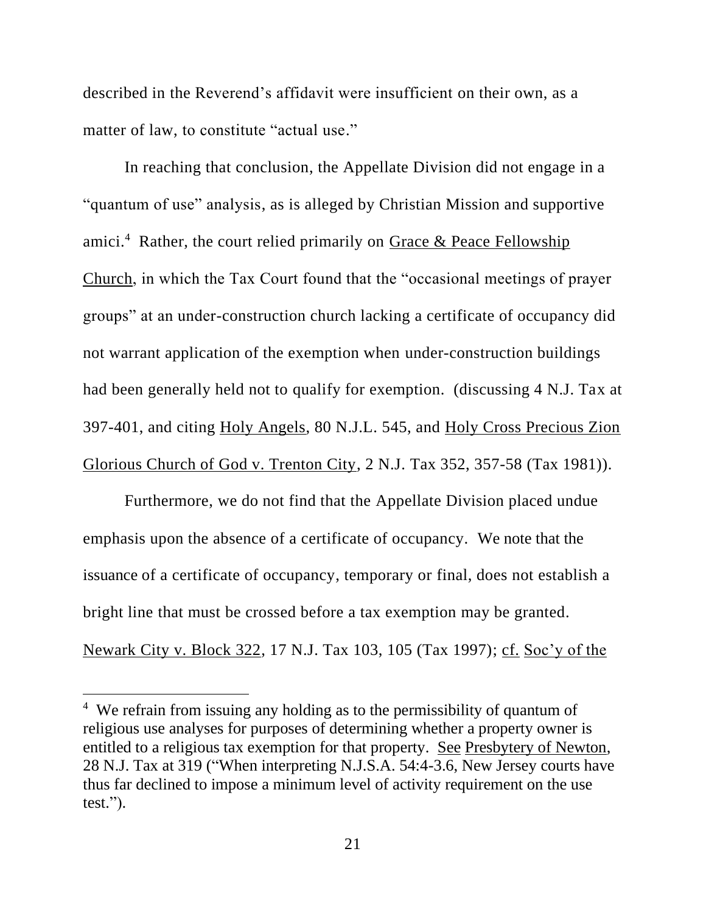described in the Reverend's affidavit were insufficient on their own, as a matter of law, to constitute "actual use."

In reaching that conclusion, the Appellate Division did not engage in a "quantum of use" analysis, as is alleged by Christian Mission and supportive amici.[4] Rather, the court relied primarily on Grace & Peace Fellowship Church, in which the Tax Court found that the "occasional meetings of prayer groups" at an under-construction church lacking a certificate of occupancy did not warrant application of the exemption when under-construction buildings had been generally held not to qualify for exemption. (discussing 4 N.J. Tax at 397-401, and citing Holy Angels, 80 N.J.L. 545, and Holy Cross Precious Zion Glorious Church of God v. Trenton City, 2 N.J. Tax 352, 357-58 (Tax 1981)).

Furthermore, we do not find that the Appellate Division placed undue emphasis upon the absence of a certificate of occupancy. We note that the issuance of a certificate of occupancy, temporary or final, does not establish a bright line that must be crossed before a tax exemption may be granted. Newark City v. Block 322, 17 N.J. Tax 103, 105 (Tax 1997); cf. Soc'y of the

---

[4] We refrain from issuing any holding as to the permissibility of quantum of religious use analyses for purposes of determining whether a property owner is entitled to a religious tax exemption for that property. See Presbytery of Newton, 28 N.J. Tax at 319 ("When interpreting N.J.S.A. 54:4-3.6, New Jersey courts have thus far declined to impose a minimum level of activity requirement on the use test.").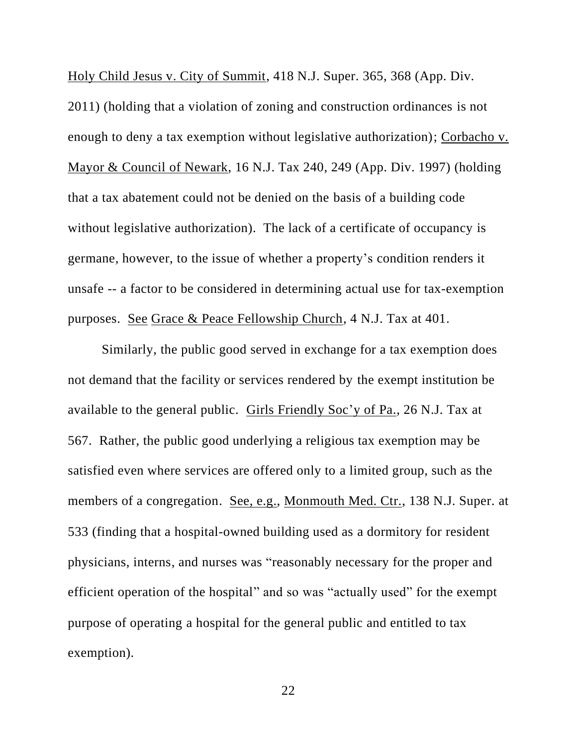Holy Child Jesus v. City of Summit, 418 N.J. Super. 365, 368 (App. Div. 2011) (holding that a violation of zoning and construction ordinances is not enough to deny a tax exemption without legislative authorization); Corbacho v. Mayor & Council of Newark, 16 N.J. Tax 240, 249 (App. Div. 1997) (holding that a tax abatement could not be denied on the basis of a building code without legislative authorization). The lack of a certificate of occupancy is germane, however, to the issue of whether a property's condition renders it unsafe -- a factor to be considered in determining actual use for tax-exemption purposes. See Grace & Peace Fellowship Church, 4 N.J. Tax at 401.

Similarly, the public good served in exchange for a tax exemption does not demand that the facility or services rendered by the exempt institution be available to the general public. Girls Friendly Soc'y of Pa., 26 N.J. Tax at 567. Rather, the public good underlying a religious tax exemption may be satisfied even where services are offered only to a limited group, such as the members of a congregation. See, e.g., Monmouth Med. Ctr., 138 N.J. Super. at 533 (finding that a hospital-owned building used as a dormitory for resident physicians, interns, and nurses was "reasonably necessary for the proper and efficient operation of the hospital" and so was "actually used" for the exempt purpose of operating a hospital for the general public and entitled to tax exemption).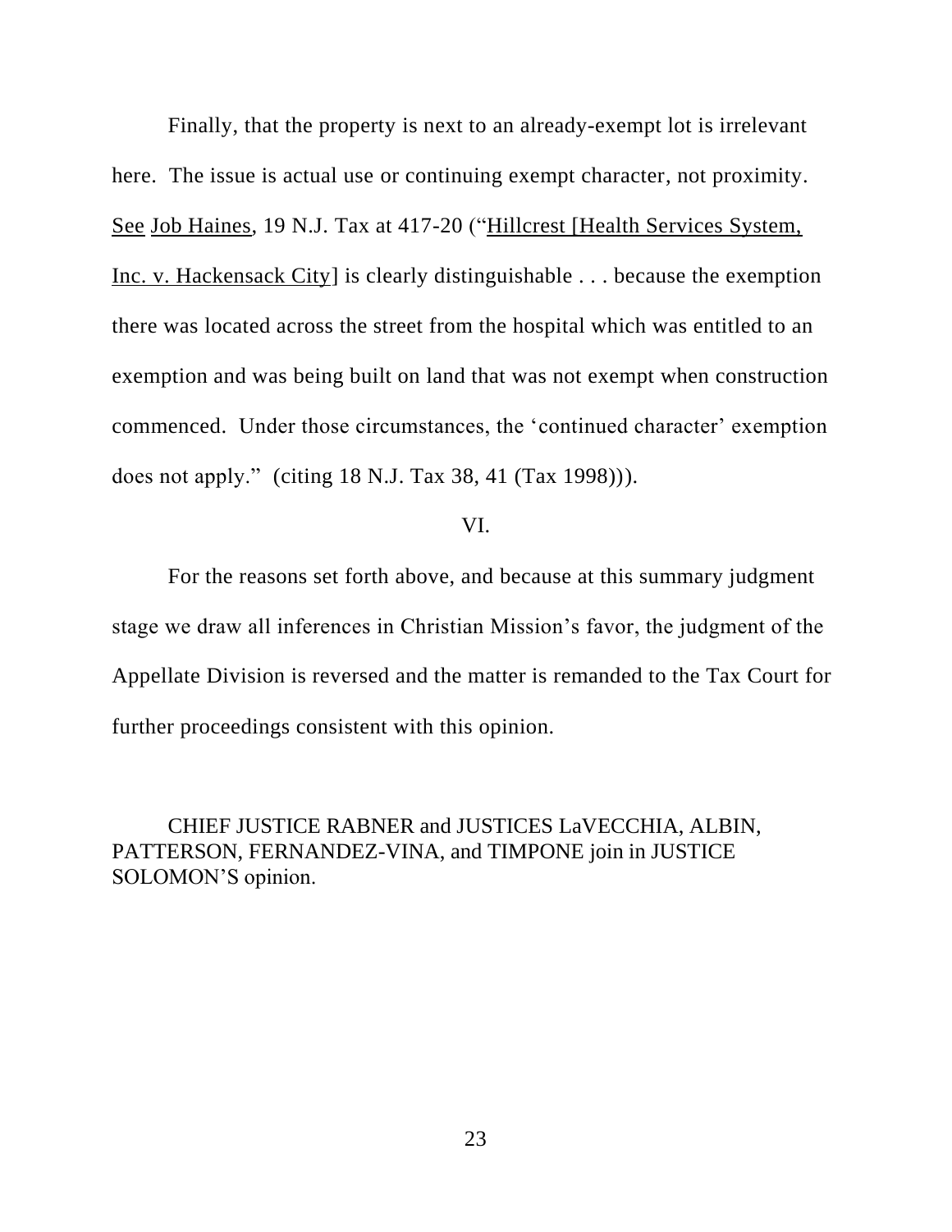Finally, that the property is next to an already-exempt lot is irrelevant here. The issue is actual use or continuing exempt character, not proximity. See Job Haines, 19 N.J. Tax at 417-20 ("Hillcrest [Health Services System, Inc. v. Hackensack City] is clearly distinguishable . . . because the exemption there was located across the street from the hospital which was entitled to an exemption and was being built on land that was not exempt when construction commenced. Under those circumstances, the 'continued character' exemption does not apply." (citing 18 N.J. Tax 38, 41 (Tax 1998))).

VI.

For the reasons set forth above, and because at this summary judgment stage we draw all inferences in Christian Mission's favor, the judgment of the Appellate Division is reversed and the matter is remanded to the Tax Court for further proceedings consistent with this opinion.

CHIEF JUSTICE RABNER and JUSTICES LaVECCHIA, ALBIN, PATTERSON, FERNANDEZ-VINA, and TIMPONE join in JUSTICE SOLOMON'S opinion.